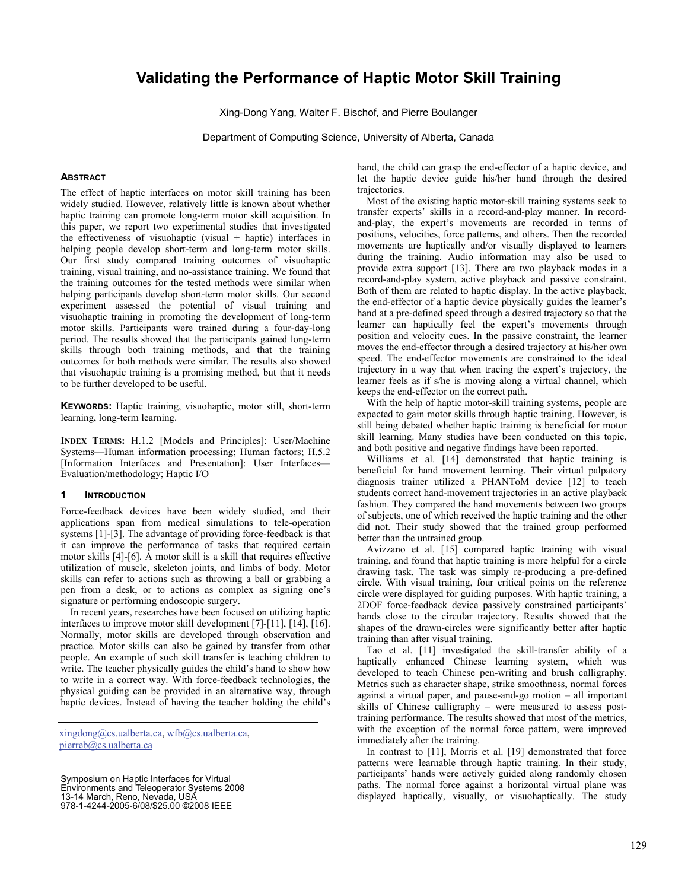# Validating the Performance of Haptic Motor Skill Training

Xing-Dong Yang, Walter F. Bischof, and Pierre Boulanger

Department of Computing Science, University of Alberta, Canada

## Abstract

The effect of haptic interfaces on motor skill training has been widely studied. However, relatively little is known about whether haptic training can promote long-term motor skill acquisition. In this paper, we report two experimental studies that investigated the effectiveness of visuohaptic (visual + haptic) interfaces in helping people develop short-term and long-term motor skills. Our first study compared training outcomes of visuohaptic training, visual training, and no-assistance training. We found that the training outcomes for the tested methods were similar when helping participants develop short-term motor skills. Our second experiment assessed the potential of visual training and visuohaptic training in promoting the development of long-term motor skills. Participants were trained during a four-day-long period. The results showed that the participants gained long-term skills through both training methods, and that the training outcomes for both methods were similar. The results also showed that visuohaptic training is a promising method, but that it needs to be further developed to be useful.

**Keywords:** Haptic training, visuohaptic, motor still, short-term learning, long-term learning.

**Index Terms:** H.1.2 [Models and Principles]: User/Machine Systems—Human information processing; Human factors; H.5.2 [Information Interfaces and Presentation]: User Interfaces—Evaluation/methodology; Haptic I/O

## 1 Introduction

Force-feedback devices have been widely studied, and their applications span from medical simulations to tele-operation systems [1]-[3]. The advantage of providing force-feedback is that it can improve the performance of tasks that required certain motor skills [4]-[6]. A motor skill is a skill that requires effective utilization of muscle, skeleton joints, and limbs of body. Motor skills can refer to actions such as throwing a ball or grabbing a pen from a desk, or to actions as complex as signing one's signature or performing endoscopic surgery.

In recent years, researches have been focused on utilizing haptic interfaces to improve motor skill development [7]-[11], [14], [16]. Normally, motor skills are developed through observation and practice. Motor skills can also be gained by transfer from other people. An example of such skill transfer is teaching children to write. The teacher physically guides the child's hand to show how to write in a correct way. With force-feedback technologies, the physical guiding can be provided in an alternative way, through haptic devices. Instead of having the teacher holding the child's hand, the child can grasp the end-effector of a haptic device, and let the haptic device guide his/her hand through the desired trajectories.

Most of the existing haptic motor-skill training systems seek to transfer experts' skills in a record-and-play manner. In record-and-play, the expert's movements are recorded in terms of positions, velocities, force patterns, and others. Then the recorded movements are haptically and/or visually displayed to learners during the training. Audio information may also be used to provide extra support [13]. There are two playback modes in a record-and-play system, active playback and passive constraint. Both of them are related to haptic display. In the active playback, the end-effector of a haptic device physically guides the learner's hand at a pre-defined speed through a desired trajectory so that the learner can haptically feel the expert's movements through position and velocity cues. In the passive constraint, the learner moves the end-effector through a desired trajectory at his/her own speed. The end-effector movements are constrained to the ideal trajectory in a way that when tracing the expert's trajectory, the learner feels as if s/he is moving along a virtual channel, which keeps the end-effector on the correct path.

With the help of haptic motor-skill training systems, people are expected to gain motor skills through haptic training. However, is still being debated whether haptic training is beneficial for motor skill learning. Many studies have been conducted on this topic, and both positive and negative findings have been reported.

Williams et al. [14] demonstrated that haptic training is beneficial for hand movement learning. Their virtual palpatory diagnosis trainer utilized a PHANToM device [12] to teach students correct hand-movement trajectories in an active playback fashion. They compared the hand movements between two groups of subjects, one of which received the haptic training and the other did not. Their study showed that the trained group performed better than the untrained group.

Avizzano et al. [15] compared haptic training with visual training, and found that haptic training is more helpful for a circle drawing task. The task was simply re-producing a pre-defined circle. With visual training, four critical points on the reference circle were displayed for guiding purposes. With haptic training, a 2DOF force-feedback device passively constrained participants' hands close to the circular trajectory. Results showed that the shapes of the drawn-circles were significantly better after haptic training than after visual training.

Tao et al. [11] investigated the skill-transfer ability of a haptically enhanced Chinese learning system, which was developed to teach Chinese pen-writing and brush calligraphy. Metrics such as character shape, strike smoothness, normal forces against a virtual paper, and pause-and-go motion – all important skills of Chinese calligraphy – were measured to assess post-training performance. The results showed that most of the metrics, with the exception of the normal force pattern, were improved immediately after the training.

In contrast to [11], Morris et al. [19] demonstrated that force patterns were learnable through haptic training. In their study, participants' hands were actively guided along randomly chosen paths. The normal force against a horizontal virtual plane was displayed haptically, visually, or visuohaptically. The study

---

xingdong@cs.ualberta.ca, wfb@cs.ualberta.ca, pierreb@cs.ualberta.ca

Symposium on Haptic Interfaces for Virtual Environments and Teleoperator Systems 2008
13-14 March, Reno, Nevada, USA
978-1-4244-2005-6/08/$25.00 ©2008 IEEE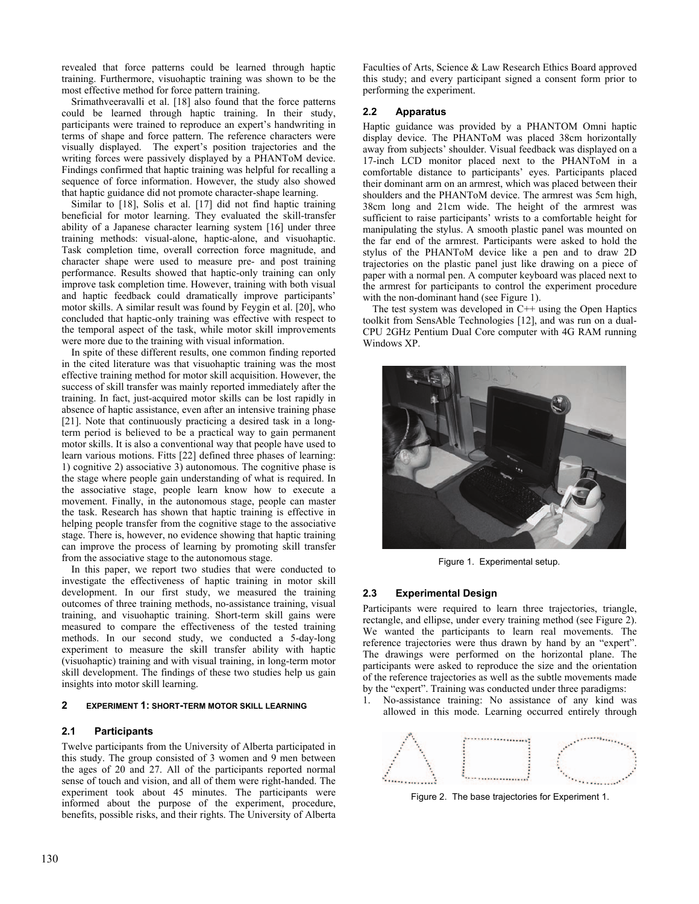revealed that force patterns could be learned through haptic training. Furthermore, visuohaptic training was shown to be the most effective method for force pattern training.

Srimathveeravalli et al. [18] also found that the force patterns could be learned through haptic training. In their study, participants were trained to reproduce an expert's handwriting in terms of shape and force pattern. The reference characters were visually displayed. The expert's position trajectories and the writing forces were passively displayed by a PHANToM device. Findings confirmed that haptic training was helpful for recalling a sequence of force information. However, the study also showed that haptic guidance did not promote character-shape learning.

Similar to [18], Solis et al. [17] did not find haptic training beneficial for motor learning. They evaluated the skill-transfer ability of a Japanese character learning system [16] under three training methods: visual-alone, haptic-alone, and visuohaptic. Task completion time, overall correction force magnitude, and character shape were used to measure pre- and post training performance. Results showed that haptic-only training can only improve task completion time. However, training with both visual and haptic feedback could dramatically improve participants' motor skills. A similar result was found by Feygin et al. [20], who concluded that haptic-only training was effective with respect to the temporal aspect of the task, while motor skill improvements were more due to the training with visual information.

In spite of these different results, one common finding reported in the cited literature was that visuohaptic training was the most effective training method for motor skill acquisition. However, the success of skill transfer was mainly reported immediately after the training. In fact, just-acquired motor skills can be lost rapidly in absence of haptic assistance, even after an intensive training phase [21]. Note that continuously practicing a desired task in a long-term period is believed to be a practical way to gain permanent motor skills. It is also a conventional way that people have used to learn various motions. Fitts [22] defined three phases of learning: 1) cognitive 2) associative 3) autonomous. The cognitive phase is the stage where people gain understanding of what is required. In the associative stage, people learn know how to execute a movement. Finally, in the autonomous stage, people can master the task. Research has shown that haptic training is effective in helping people transfer from the cognitive stage to the associative stage. There is, however, no evidence showing that haptic training can improve the process of learning by promoting skill transfer from the associative stage to the autonomous stage.

In this paper, we report two studies that were conducted to investigate the effectiveness of haptic training in motor skill development. In our first study, we measured the training outcomes of three training methods, no-assistance training, visual training, and visuohaptic training. Short-term skill gains were measured to compare the effectiveness of the tested training methods. In our second study, we conducted a 5-day-long experiment to measure the skill transfer ability with haptic (visuohaptic) training and with visual training, in long-term motor skill development. The findings of these two studies help us gain insights into motor skill learning.

## 2 Experiment 1: Short-term Motor Skill Learning

### 2.1 Participants

Twelve participants from the University of Alberta participated in this study. The group consisted of 3 women and 9 men between the ages of 20 and 27. All of the participants reported normal sense of touch and vision, and all of them were right-handed. The experiment took about 45 minutes. The participants were informed about the purpose of the experiment, procedure, benefits, possible risks, and their rights. The University of Alberta Faculties of Arts, Science & Law Research Ethics Board approved this study; and every participant signed a consent form prior to performing the experiment.

### 2.2 Apparatus

Haptic guidance was provided by a PHANTOM Omni haptic display device. The PHANToM was placed 38cm horizontally away from subjects' shoulder. Visual feedback was displayed on a 17-inch LCD monitor placed next to the PHANToM in a comfortable distance to participants' eyes. Participants placed their dominant arm on an armrest, which was placed between their shoulders and the PHANToM device. The armrest was 5cm high, 38cm long and 21cm wide. The height of the armrest was sufficient to raise participants' wrists to a comfortable height for manipulating the stylus. A smooth plastic panel was mounted on the far end of the armrest. Participants were asked to hold the stylus of the PHANToM device like a pen and to draw 2D trajectories on the plastic panel just like drawing on a piece of paper with a normal pen. A computer keyboard was placed next to the armrest for participants to control the experiment procedure with the non-dominant hand (see Figure 1).

The test system was developed in C++ using the Open Haptics toolkit from SensAble Technologies [12], and was run on a dual-CPU 2GHz Pentium Dual Core computer with 4G RAM running Windows XP.

Figure 1. Experimental setup.

### 2.3 Experimental Design

Participants were required to learn three trajectories, triangle, rectangle, and ellipse, under every training method (see Figure 2). We wanted the participants to learn real movements. The reference trajectories were thus drawn by hand by an "expert". The drawings were performed on the horizontal plane. The participants were asked to reproduce the size and the orientation of the reference trajectories as well as the subtle movements made by the "expert". Training was conducted under three paradigms:

1. No-assistance training: No assistance of any kind was allowed in this mode. Learning occurred entirely through

Figure 2. The base trajectories for Experiment 1.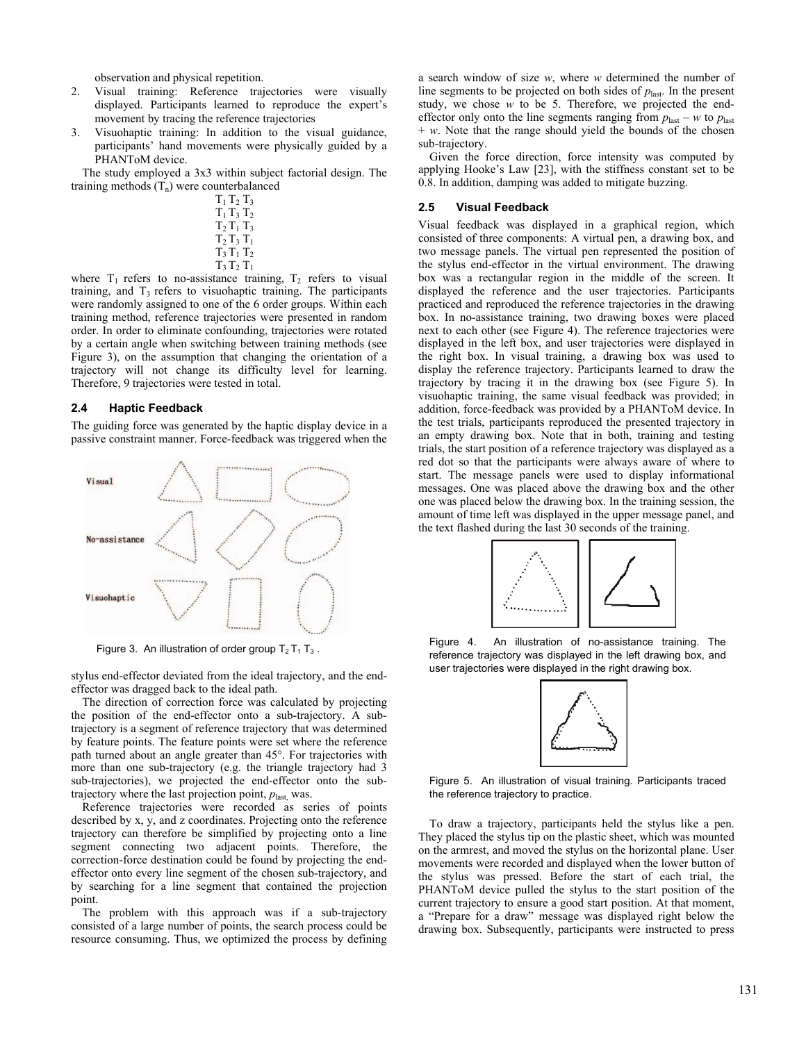observation and physical repetition.

2. Visual training: Reference trajectories were visually displayed. Participants learned to reproduce the expert's movement by tracing the reference trajectories
3. Visuohaptic training: In addition to the visual guidance, participants' hand movements were physically guided by a PHANToM device.

The study employed a 3x3 within subject factorial design. The training methods ($T_n$) were counterbalanced

$T_1$ $T_2$ $T_3$
$T_1$ $T_3$ $T_2$
$T_2$ $T_1$ $T_3$
$T_2$ $T_3$ $T_1$
$T_3$ $T_1$ $T_2$
$T_3$ $T_2$ $T_1$

where $T_1$ refers to no-assistance training, $T_2$ refers to visual training, and $T_3$ refers to visuohaptic training. The participants were randomly assigned to one of the 6 order groups. Within each training method, reference trajectories were presented in random order. In order to eliminate confounding, trajectories were rotated by a certain angle when switching between training methods (see Figure 3), on the assumption that changing the orientation of a trajectory will not change its difficulty level for learning. Therefore, 9 trajectories were tested in total.

### 2.4 Haptic Feedback

The guiding force was generated by the haptic display device in a passive constraint manner. Force-feedback was triggered when the stylus end-effector deviated from the ideal trajectory, and the end-effector was dragged back to the ideal path.

Visual

No-assistance

Visuohaptic

Figure 3. An illustration of order group $T_2$ $T_1$ $T_3$ .

The direction of correction force was calculated by projecting the position of the end-effector onto a sub-trajectory. A sub-trajectory is a segment of reference trajectory that was determined by feature points. The feature points were set where the reference path turned about an angle greater than 45°. For trajectories with more than one sub-trajectory (e.g. the triangle trajectory had 3 sub-trajectories), we projected the end-effector onto the sub-trajectory where the last projection point, $p_{last}$, was.

Reference trajectories were recorded as series of points described by x, y, and z coordinates. Projecting onto the reference trajectory can therefore be simplified by projecting onto a line segment connecting two adjacent points. Therefore, the correction-force destination could be found by projecting the end-effector onto every line segment of the chosen sub-trajectory, and by searching for a line segment that contained the projection point.

The problem with this approach was if a sub-trajectory consisted of a large number of points, the search process could be resource consuming. Thus, we optimized the process by defining a search window of size *w*, where *w* determined the number of line segments to be projected on both sides of $p_{last}$. In the present study, we chose *w* to be 5. Therefore, we projected the end-effector only onto the line segments ranging from $p_{last} - w$ to $p_{last} + w$. Note that the range should yield the bounds of the chosen sub-trajectory.

Given the force direction, force intensity was computed by applying Hooke's Law [23], with the stiffness constant set to be 0.8. In addition, damping was added to mitigate buzzing.

### 2.5 Visual Feedback

Visual feedback was displayed in a graphical region, which consisted of three components: A virtual pen, a drawing box, and two message panels. The virtual pen represented the position of the stylus end-effector in the virtual environment. The drawing box was a rectangular region in the middle of the screen. It displayed the reference and the user trajectories. Participants practiced and reproduced the reference trajectories in the drawing box. In no-assistance training, two drawing boxes were placed next to each other (see Figure 4). The reference trajectories were displayed in the left box, and user trajectories were displayed in the right box. In visual training, a drawing box was used to display the reference trajectory. Participants learned to draw the trajectory by tracing it in the drawing box (see Figure 5). In visuohaptic training, the same visual feedback was provided; in addition, force-feedback was provided by a PHANToM device. In the test trials, participants reproduced the presented trajectory in an empty drawing box. Note that in both, training and testing trials, the start position of a reference trajectory was displayed as a red dot so that the participants were always aware of where to start. The message panels were used to display informational messages. One was placed above the drawing box and the other one was placed below the drawing box. In the training session, the amount of time left was displayed in the upper message panel, and the text flashed during the last 30 seconds of the training.

Figure 4. An illustration of no-assistance training. The reference trajectory was displayed in the left drawing box, and user trajectories were displayed in the right drawing box.

Figure 5. An illustration of visual training. Participants traced the reference trajectory to practice.

To draw a trajectory, participants held the stylus like a pen. They placed the stylus tip on the plastic sheet, which was mounted on the armrest, and moved the stylus on the horizontal plane. User movements were recorded and displayed when the lower button of the stylus was pressed. Before the start of each trial, the PHANToM device pulled the stylus to the start position of the current trajectory to ensure a good start position. At that moment, a "Prepare for a draw" message was displayed right below the drawing box. Subsequently, participants were instructed to press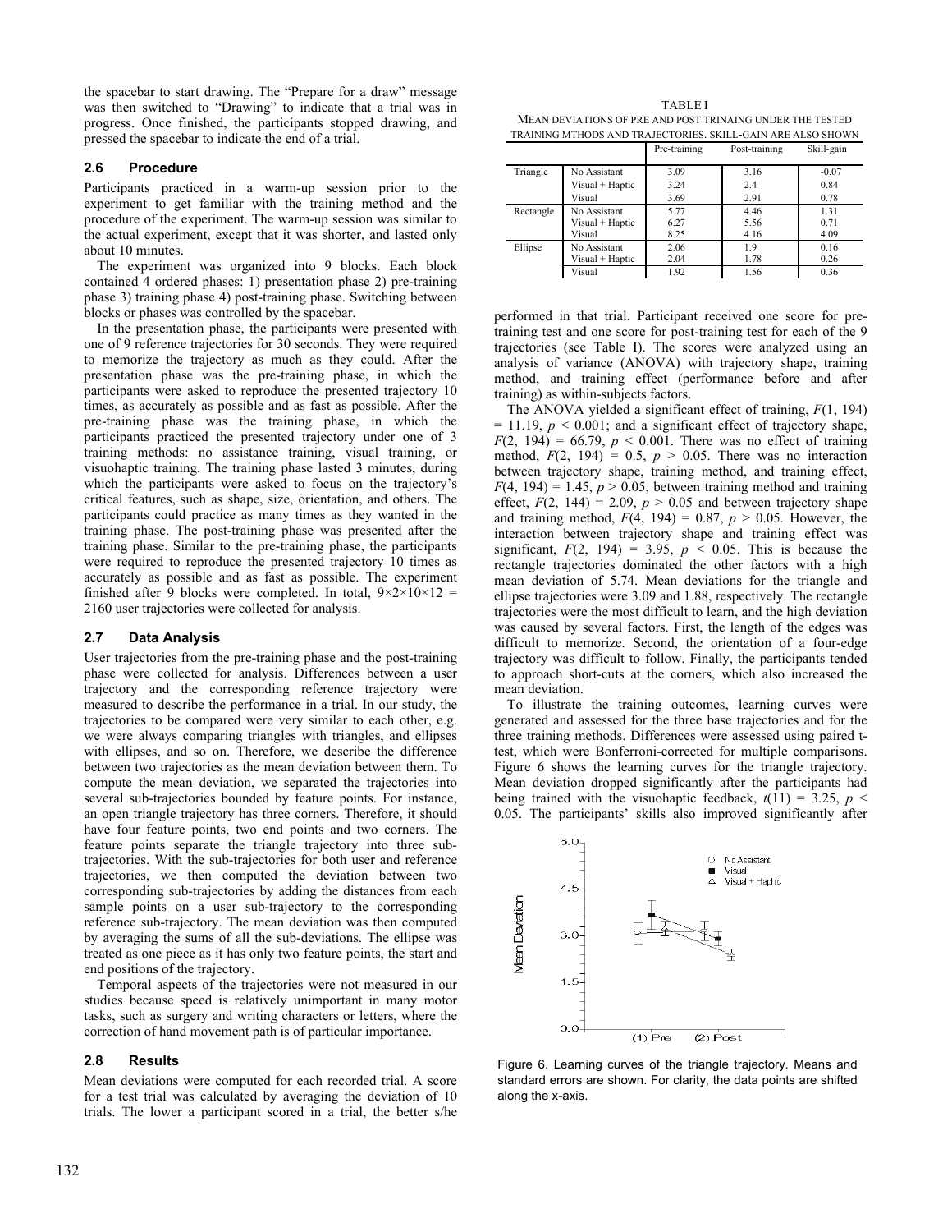the spacebar to start drawing. The "Prepare for a draw" message was then switched to "Drawing" to indicate that a trial was in progress. Once finished, the participants stopped drawing, and pressed the spacebar to indicate the end of a trial.

### 2.6 Procedure

Participants practiced in a warm-up session prior to the experiment to get familiar with the training method and the procedure of the experiment. The warm-up session was similar to the actual experiment, except that it was shorter, and lasted only about 10 minutes.

The experiment was organized into 9 blocks. Each block contained 4 ordered phases: 1) presentation phase 2) pre-training phase 3) training phase 4) post-training phase. Switching between blocks or phases was controlled by the spacebar.

In the presentation phase, the participants were presented with one of 9 reference trajectories for 30 seconds. They were required to memorize the trajectory as much as they could. After the presentation phase was the pre-training phase, in which the participants were asked to reproduce the presented trajectory 10 times, as accurately as possible and as fast as possible. After the pre-training phase was the training phase, in which the participants practiced the presented trajectory under one of 3 training methods: no assistance training, visual training, or visuohaptic training. The training phase lasted 3 minutes, during which the participants were asked to focus on the trajectory's critical features, such as shape, size, orientation, and others. The participants could practice as many times as they wanted in the training phase. The post-training phase was presented after the training phase. Similar to the pre-training phase, the participants were required to reproduce the presented trajectory 10 times as accurately as possible and as fast as possible. The experiment finished after 9 blocks were completed. In total, $9 \times 2 \times 10 \times 12 = 2160$ user trajectories were collected for analysis.

### 2.7 Data Analysis

User trajectories from the pre-training phase and the post-training phase were collected for analysis. Differences between a user trajectory and the corresponding reference trajectory were measured to describe the performance in a trial. In our study, the trajectories to be compared were very similar to each other, e.g. we were always comparing triangles with triangles, and ellipses with ellipses, and so on. Therefore, we describe the difference between two trajectories as the mean deviation between them. To compute the mean deviation, we separated the trajectories into several sub-trajectories bounded by feature points. For instance, an open triangle trajectory has three corners. Therefore, it should have four feature points, two end points and two corners. The feature points separate the triangle trajectory into three sub-trajectories. With the sub-trajectories for both user and reference trajectories, we then computed the deviation between two corresponding sub-trajectories by adding the distances from each sample points on a user sub-trajectory to the corresponding reference sub-trajectory. The mean deviation was then computed by averaging the sums of all the sub-deviations. The ellipse was treated as one piece as it has only two feature points, the start and end positions of the trajectory.

Temporal aspects of the trajectories were not measured in our studies because speed is relatively unimportant in many motor tasks, such as surgery and writing characters or letters, where the correction of hand movement path is of particular importance.

### 2.8 Results

Mean deviations were computed for each recorded trial. A score for a test trial was calculated by averaging the deviation of 10 trials. The lower a participant scored in a trial, the better s/he performed in that trial. Participant received one score for pre-training test and one score for post-training test for each of the 9 trajectories (see Table I). The scores were analyzed using an analysis of variance (ANOVA) with trajectory shape, training method, and training effect (performance before and after training) as within-subjects factors.

TABLE I
MEAN DEVIATIONS OF PRE AND POST TRINAING UNDER THE TESTED TRAINING MTHODS AND TRAJECTORIES. SKILL-GAIN ARE ALSO SHOWN

| | | Pre-training | Post-training | Skill-gain |
|---|---|---|---|---|
| Triangle | No Assistant | 3.09 | 3.16 | -0.07 |
| | Visual + Haptic | 3.24 | 2.4 | 0.84 |
| | Visual | 3.69 | 2.91 | 0.78 |
| Rectangle | No Assistant | 5.77 | 4.46 | 1.31 |
| | Visual + Haptic | 6.27 | 5.56 | 0.71 |
| | Visual | 8.25 | 4.16 | 4.09 |
| Ellipse | No Assistant | 2.06 | 1.9 | 0.16 |
| | Visual + Haptic | 2.04 | 1.78 | 0.26 |
| | Visual | 1.92 | 1.56 | 0.36 |

The ANOVA yielded a significant effect of training, $F(1, 194) = 11.19$, $p < 0.001$; and a significant effect of trajectory shape, $F(2, 194) = 66.79$, $p < 0.001$. There was no effect of training method, $F(2, 194) = 0.5$, $p > 0.05$. There was no interaction between trajectory shape, training method, and training effect, $F(4, 194) = 1.45$, $p > 0.05$, between training method and training effect, $F(2, 144) = 2.09$, $p > 0.05$ and between trajectory shape and training method, $F(4, 194) = 0.87$, $p > 0.05$. However, the interaction between trajectory shape and training effect was significant, $F(2, 194) = 3.95$, $p < 0.05$. This is because the rectangle trajectories dominated the other factors with a high mean deviation of 5.74. Mean deviations for the triangle and ellipse trajectories were 3.09 and 1.88, respectively. The rectangle trajectories were the most difficult to learn, and the high deviation was caused by several factors. First, the length of the edges was difficult to memorize. Second, the orientation of a four-edge trajectory was difficult to follow. Finally, the participants tended to approach short-cuts at the corners, which also increased the mean deviation.

To illustrate the training outcomes, learning curves were generated and assessed for the three base trajectories and for the three training methods. Differences were assessed using paired t-test, which were Bonferroni-corrected for multiple comparisons. Figure 6 shows the learning curves for the triangle trajectory. Mean deviation dropped significantly after the participants had being trained with the visuohaptic feedback, $t(11) = 3.25$, $p < 0.05$. The participants' skills also improved significantly after

Figure 6. Learning curves of the triangle trajectory. Means and standard errors are shown. For clarity, the data points are shifted along the x-axis.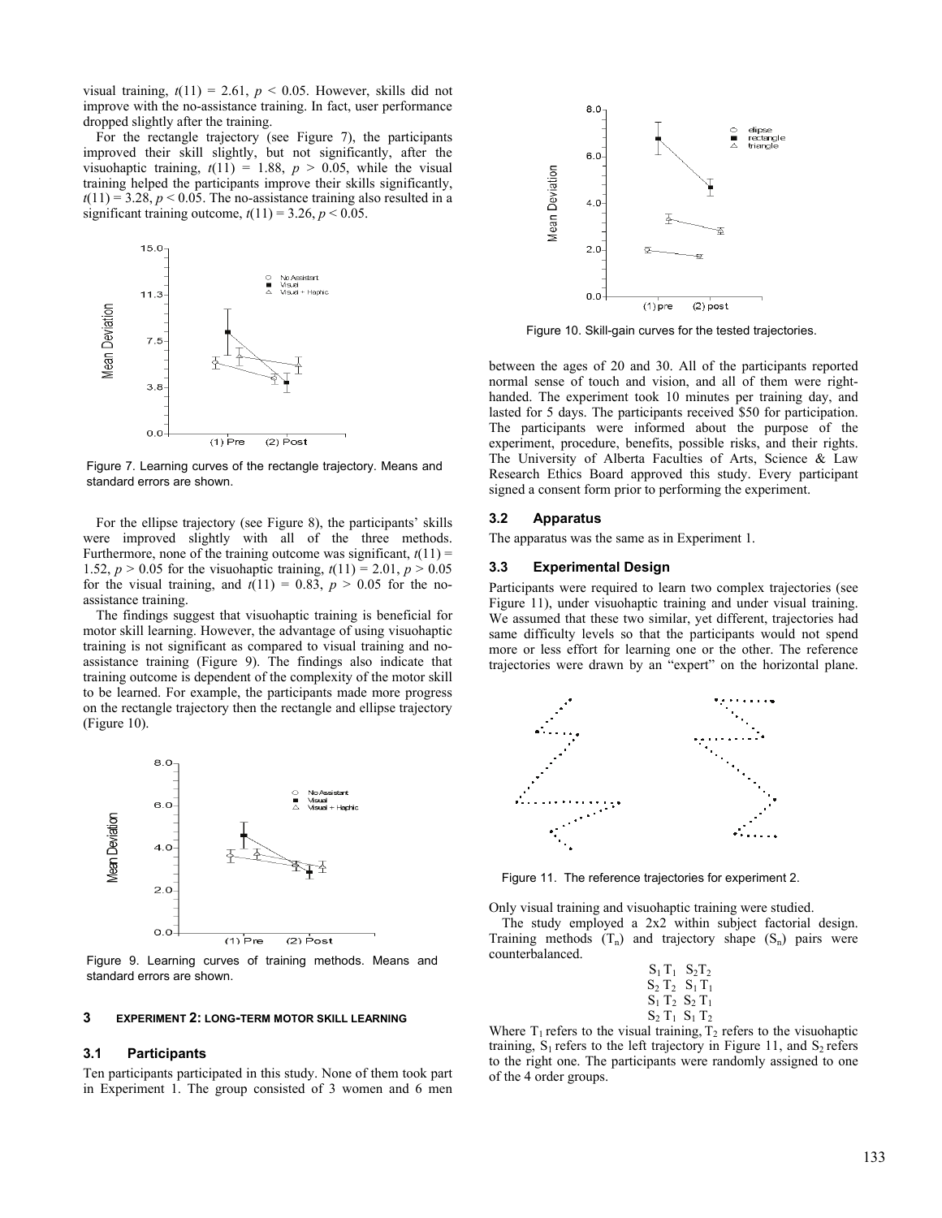visual training, $t(11) = 2.61$, $p < 0.05$. However, skills did not improve with the no-assistance training. In fact, user performance dropped slightly after the training.

For the rectangle trajectory (see Figure 7), the participants improved their skill slightly, but not significantly, after the visuohaptic training, $t(11) = 1.88$, $p > 0.05$, while the visual training helped the participants improve their skills significantly, $t(11) = 3.28$, $p < 0.05$. The no-assistance training also resulted in a significant training outcome, $t(11) = 3.26$, $p < 0.05$.

Figure 7. Learning curves of the rectangle trajectory. Means and standard errors are shown.

For the ellipse trajectory (see Figure 8), the participants' skills were improved slightly with all of the three methods. Furthermore, none of the training outcome was significant, $t(11) = 1.52$, $p > 0.05$ for the visuohaptic training, $t(11) = 2.01$, $p > 0.05$ for the visual training, and $t(11) = 0.83$, $p > 0.05$ for the no-assistance training.

The findings suggest that visuohaptic training is beneficial for motor skill learning. However, the advantage of using visuohaptic training is not significant as compared to visual training and no-assistance training (Figure 9). The findings also indicate that training outcome is dependent of the complexity of the motor skill to be learned. For example, the participants made more progress on the rectangle trajectory then the rectangle and ellipse trajectory (Figure 10).

Figure 9. Learning curves of training methods. Means and standard errors are shown.

Figure 10. Skill-gain curves for the tested trajectories.

## 3 EXPERIMENT 2: LONG-TERM MOTOR SKILL LEARNING

### 3.1 Participants

Ten participants participated in this study. None of them took part in Experiment 1. The group consisted of 3 women and 6 men between the ages of 20 and 30. All of the participants reported normal sense of touch and vision, and all of them were right-handed. The experiment took 10 minutes per training day, and lasted for 5 days. The participants received \$50 for participation. The participants were informed about the purpose of the experiment, procedure, benefits, possible risks, and their rights. The University of Alberta Faculties of Arts, Science & Law Research Ethics Board approved this study. Every participant signed a consent form prior to performing the experiment.

### 3.2 Apparatus

The apparatus was the same as in Experiment 1.

### 3.3 Experimental Design

Participants were required to learn two complex trajectories (see Figure 11), under visuohaptic training and under visual training. We assumed that these two similar, yet different, trajectories had same difficulty levels so that the participants would not spend more or less effort for learning one or the other. The reference trajectories were drawn by an "expert" on the horizontal plane.

Figure 11. The reference trajectories for experiment 2.

Only visual training and visuohaptic training were studied.

The study employed a 2x2 within subject factorial design. Training methods ($T_n$) and trajectory shape ($S_n$) pairs were counterbalanced.

$S_1 T_1$ $S_2 T_2$
$S_2 T_2$ $S_1 T_1$
$S_1 T_2$ $S_2 T_1$
$S_2 T_1$ $S_1 T_2$

Where $T_1$ refers to the visual training, $T_2$ refers to the visuohaptic training, $S_1$ refers to the left trajectory in Figure 11, and $S_2$ refers to the right one. The participants were randomly assigned to one of the 4 order groups.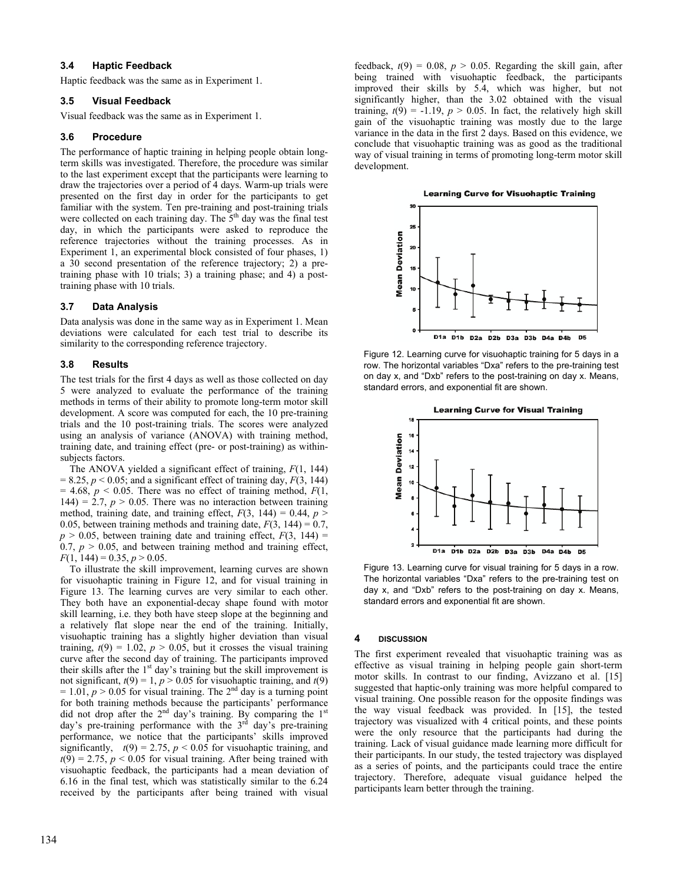### 3.4 Haptic Feedback

Haptic feedback was the same as in Experiment 1.

### 3.5 Visual Feedback

Visual feedback was the same as in Experiment 1.

### 3.6 Procedure

The performance of haptic training in helping people obtain long-term skills was investigated. Therefore, the procedure was similar to the last experiment except that the participants were learning to draw the trajectories over a period of 4 days. Warm-up trials were presented on the first day in order for the participants to get familiar with the system. Ten pre-training and post-training trials were collected on each training day. The 5th day was the final test day, in which the participants were asked to reproduce the reference trajectories without the training processes. As in Experiment 1, an experimental block consisted of four phases, 1) a 30 second presentation of the reference trajectory; 2) a pre-training phase with 10 trials; 3) a training phase; and 4) a post-training phase with 10 trials.

### 3.7 Data Analysis

Data analysis was done in the same way as in Experiment 1. Mean deviations were calculated for each test trial to describe its similarity to the corresponding reference trajectory.

### 3.8 Results

The test trials for the first 4 days as well as those collected on day 5 were analyzed to evaluate the performance of the training methods in terms of their ability to promote long-term motor skill development. A score was computed for each, the 10 pre-training trials and the 10 post-training trials. The scores were analyzed using an analysis of variance (ANOVA) with training method, training date, and training effect (pre- or post-training) as within-subjects factors.

The ANOVA yielded a significant effect of training, $F(1, 144) = 8.25$, $p < 0.05$; and a significant effect of training day, $F(3, 144) = 4.68$, $p < 0.05$. There was no effect of training method, $F(1, 144) = 2.7$, $p > 0.05$. There was no interaction between training method, training date, and training effect, $F(3, 144) = 0.44$, $p > 0.05$, between training methods and training date, $F(3, 144) = 0.7$, $p > 0.05$, between training date and training effect, $F(3, 144) = 0.7$, $p > 0.05$, and between training method and training effect, $F(1, 144) = 0.35$, $p > 0.05$.

To illustrate the skill improvement, learning curves are shown for visuohaptic training in Figure 12, and for visual training in Figure 13. The learning curves are very similar to each other. They both have an exponential-decay shape found with motor skill learning, i.e. they both have steep slope at the beginning and a relatively flat slope near the end of the training. Initially, visuohaptic training has a slightly higher deviation than visual training, $t(9) = 1.02$, $p > 0.05$, but it crosses the visual training curve after the second day of training. The participants improved their skills after the 1st day's training but the skill improvement is not significant, $t(9) = 1$, $p > 0.05$ for visuohaptic training, and $t(9) = 1.01$, $p > 0.05$ for visual training. The 2nd day is a turning point for both training methods because the participants' performance did not drop after the 2nd day's training. By comparing the 1st day's pre-training performance with the 3rd day's pre-training performance, we notice that the participants' skills improved significantly, $t(9) = 2.75$, $p < 0.05$ for visuohaptic training, and $t(9) = 2.75$, $p < 0.05$ for visual training. After being trained with visuohaptic feedback, the participants had a mean deviation of 6.16 in the final test, which was statistically similar to the 6.24 received by the participants after being trained with visual feedback, $t(9) = 0.08$, $p > 0.05$. Regarding the skill gain, after being trained with visuohaptic feedback, the participants improved their skills by 5.4, which was higher, but not significantly higher, than the 3.02 obtained with the visual training, $t(9) = -1.19$, $p > 0.05$. In fact, the relatively high skill gain of the visuohaptic training was mostly due to the large variance in the data in the first 2 days. Based on this evidence, we conclude that visuohaptic training was as good as the traditional way of visual training in terms of promoting long-term motor skill development.

Figure 12. Learning curve for visuohaptic training for 5 days in a row. The horizontal variables "Dxa" refers to the pre-training test on day x, and "Dxb" refers to the post-training on day x. Means, standard errors, and exponential fit are shown.

Figure 13. Learning curve for visual training for 5 days in a row. The horizontal variables "Dxa" refers to the pre-training test on day x, and "Dxb" refers to the post-training on day x. Means, standard errors and exponential fit are shown.

## 4 DISCUSSION

The first experiment revealed that visuohaptic training was as effective as visual training in helping people gain short-term motor skills. In contrast to our finding, Avizzano et al. [15] suggested that haptic-only training was more helpful compared to visual training. One possible reason for the opposite findings was the way visual feedback was provided. In [15], the tested trajectory was visualized with 4 critical points, and these points were the only resource that the participants had during the training. Lack of visual guidance made learning more difficult for their participants. In our study, the tested trajectory was displayed as a series of points, and the participants could trace the entire trajectory. Therefore, adequate visual guidance helped the participants learn better through the training.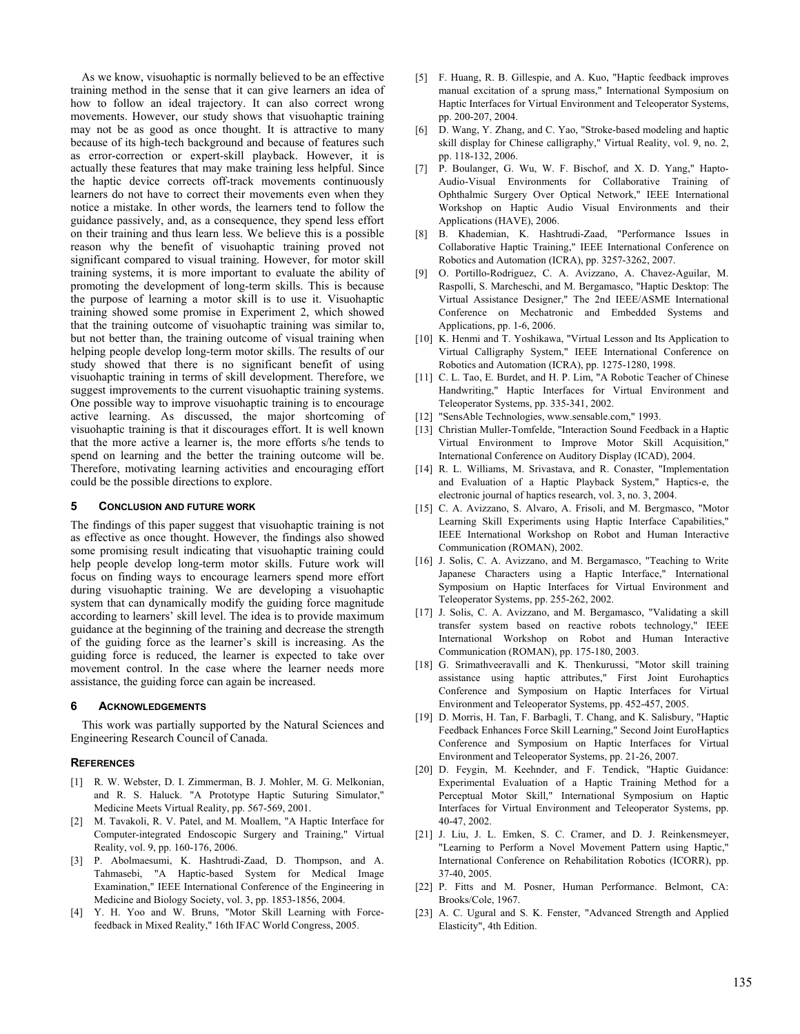As we know, visuohaptic is normally believed to be an effective training method in the sense that it can give learners an idea of how to follow an ideal trajectory. It can also correct wrong movements. However, our study shows that visuohaptic training may not be as good as once thought. It is attractive to many because of its high-tech background and because of features such as error-correction or expert-skill playback. However, it is actually these features that may make training less helpful. Since the haptic device corrects off-track movements continuously learners do not have to correct their movements even when they notice a mistake. In other words, the learners tend to follow the guidance passively, and, as a consequence, they spend less effort on their training and thus learn less. We believe this is a possible reason why the benefit of visuohaptic training proved not significant compared to visual training. However, for motor skill training systems, it is more important to evaluate the ability of promoting the development of long-term skills. This is because the purpose of learning a motor skill is to use it. Visuohaptic training showed some promise in Experiment 2, which showed that the training outcome of visuohaptic training was similar to, but not better than, the training outcome of visual training when helping people develop long-term motor skills. The results of our study showed that there is no significant benefit of using visuohaptic training in terms of skill development. Therefore, we suggest improvements to the current visuohaptic training systems. One possible way to improve visuohaptic training is to encourage active learning. As discussed, the major shortcoming of visuohaptic training is that it discourages effort. It is well known that the more active a learner is, the more efforts s/he tends to spend on learning and the better the training outcome will be. Therefore, motivating learning activities and encouraging effort could be the possible directions to explore.

## 5 Conclusion and Future Work

The findings of this paper suggest that visuohaptic training is not as effective as once thought. However, the findings also showed some promising result indicating that visuohaptic training could help people develop long-term motor skills. Future work will focus on finding ways to encourage learners spend more effort during visuohaptic training. We are developing a visuohaptic system that can dynamically modify the guiding force magnitude according to learners' skill level. The idea is to provide maximum guidance at the beginning of the training and decrease the strength of the guiding force as the learner's skill is increasing. As the guiding force is reduced, the learner is expected to take over movement control. In the case where the learner needs more assistance, the guiding force can again be increased.

## 6 Acknowledgements

This work was partially supported by the Natural Sciences and Engineering Research Council of Canada.

## References

[1] R. W. Webster, D. I. Zimmerman, B. J. Mohler, M. G. Melkonian, and R. S. Haluck. "A Prototype Haptic Suturing Simulator," Medicine Meets Virtual Reality, pp. 567-569, 2001.

[2] M. Tavakoli, R. V. Patel, and M. Moallem, "A Haptic Interface for Computer-integrated Endoscopic Surgery and Training," Virtual Reality, vol. 9, pp. 160-176, 2006.

[3] P. Abolmaesumi, K. Hashtrudi-Zaad, D. Thompson, and A. Tahmasebi, "A Haptic-based System for Medical Image Examination," IEEE International Conference of the Engineering in Medicine and Biology Society, vol. 3, pp. 1853-1856, 2004.

[4] Y. H. Yoo and W. Bruns, "Motor Skill Learning with Force-feedback in Mixed Reality," 16th IFAC World Congress, 2005.

[5] F. Huang, R. B. Gillespie, and A. Kuo, "Haptic feedback improves manual excitation of a sprung mass," International Symposium on Haptic Interfaces for Virtual Environment and Teleoperator Systems, pp. 200-207, 2004.

[6] D. Wang, Y. Zhang, and C. Yao, "Stroke-based modeling and haptic skill display for Chinese calligraphy," Virtual Reality, vol. 9, no. 2, pp. 118-132, 2006.

[7] P. Boulanger, G. Wu, W. F. Bischof, and X. D. Yang," Hapto-Audio-Visual Environments for Collaborative Training of Ophthalmic Surgery Over Optical Network," IEEE International Workshop on Haptic Audio Visual Environments and their Applications (HAVE), 2006.

[8] B. Khademian, K. Hashtrudi-Zaad, "Performance Issues in Collaborative Haptic Training," IEEE International Conference on Robotics and Automation (ICRA), pp. 3257-3262, 2007.

[9] O. Portillo-Rodriguez, C. A. Avizzano, A. Chavez-Aguilar, M. Raspolli, S. Marcheschi, and M. Bergamasco, "Haptic Desktop: The Virtual Assistance Designer," The 2nd IEEE/ASME International Conference on Mechatronic and Embedded Systems and Applications, pp. 1-6, 2006.

[10] K. Henmi and T. Yoshikawa, "Virtual Lesson and Its Application to Virtual Calligraphy System," IEEE International Conference on Robotics and Automation (ICRA), pp. 1275-1280, 1998.

[11] C. L. Tao, E. Burdet, and H. P. Lim, "A Robotic Teacher of Chinese Handwriting," Haptic Interfaces for Virtual Environment and Teleoperator Systems, pp. 335-341, 2002.

[12] "SensAble Technologies, www.sensable.com," 1993.

[13] Christian Muller-Tomfelde, "Interaction Sound Feedback in a Haptic Virtual Environment to Improve Motor Skill Acquisition," International Conference on Auditory Display (ICAD), 2004.

[14] R. L. Williams, M. Srivastava, and R. Conaster, "Implementation and Evaluation of a Haptic Playback System," Haptics-e, the electronic journal of haptics research, vol. 3, no. 3, 2004.

[15] C. A. Avizzano, S. Alvaro, A. Frisoli, and M. Bergmasco, "Motor Learning Skill Experiments using Haptic Interface Capabilities," IEEE International Workshop on Robot and Human Interactive Communication (ROMAN), 2002.

[16] J. Solis, C. A. Avizzano, and M. Bergamasco, "Teaching to Write Japanese Characters using a Haptic Interface," International Symposium on Haptic Interfaces for Virtual Environment and Teleoperator Systems, pp. 255-262, 2002.

[17] J. Solis, C. A. Avizzano, and M. Bergamasco, "Validating a skill transfer system based on reactive robots technology," IEEE International Workshop on Robot and Human Interactive Communication (ROMAN), pp. 175-180, 2003.

[18] G. Srimathveeravalli and K. Thenkurussi, "Motor skill training assistance using haptic attributes," First Joint Eurohaptics Conference and Symposium on Haptic Interfaces for Virtual Environment and Teleoperator Systems, pp. 452-457, 2005.

[19] D. Morris, H. Tan, F. Barbagli, T. Chang, and K. Salisbury, "Haptic Feedback Enhances Force Skill Learning," Second Joint EuroHaptics Conference and Symposium on Haptic Interfaces for Virtual Environment and Teleoperator Systems, pp. 21-26, 2007.

[20] D. Feygin, M. Keehnder, and F. Tendick, "Haptic Guidance: Experimental Evaluation of a Haptic Training Method for a Perceptual Motor Skill," International Symposium on Haptic Interfaces for Virtual Environment and Teleoperator Systems, pp. 40-47, 2002.

[21] J. Liu, J. L. Emken, S. C. Cramer, and D. J. Reinkensmeyer, "Learning to Perform a Novel Movement Pattern using Haptic," International Conference on Rehabilitation Robotics (ICORR), pp. 37-40, 2005.

[22] P. Fitts and M. Posner, Human Performance. Belmont, CA: Brooks/Cole, 1967.

[23] A. C. Ugural and S. K. Fenster, "Advanced Strength and Applied Elasticity", 4th Edition.